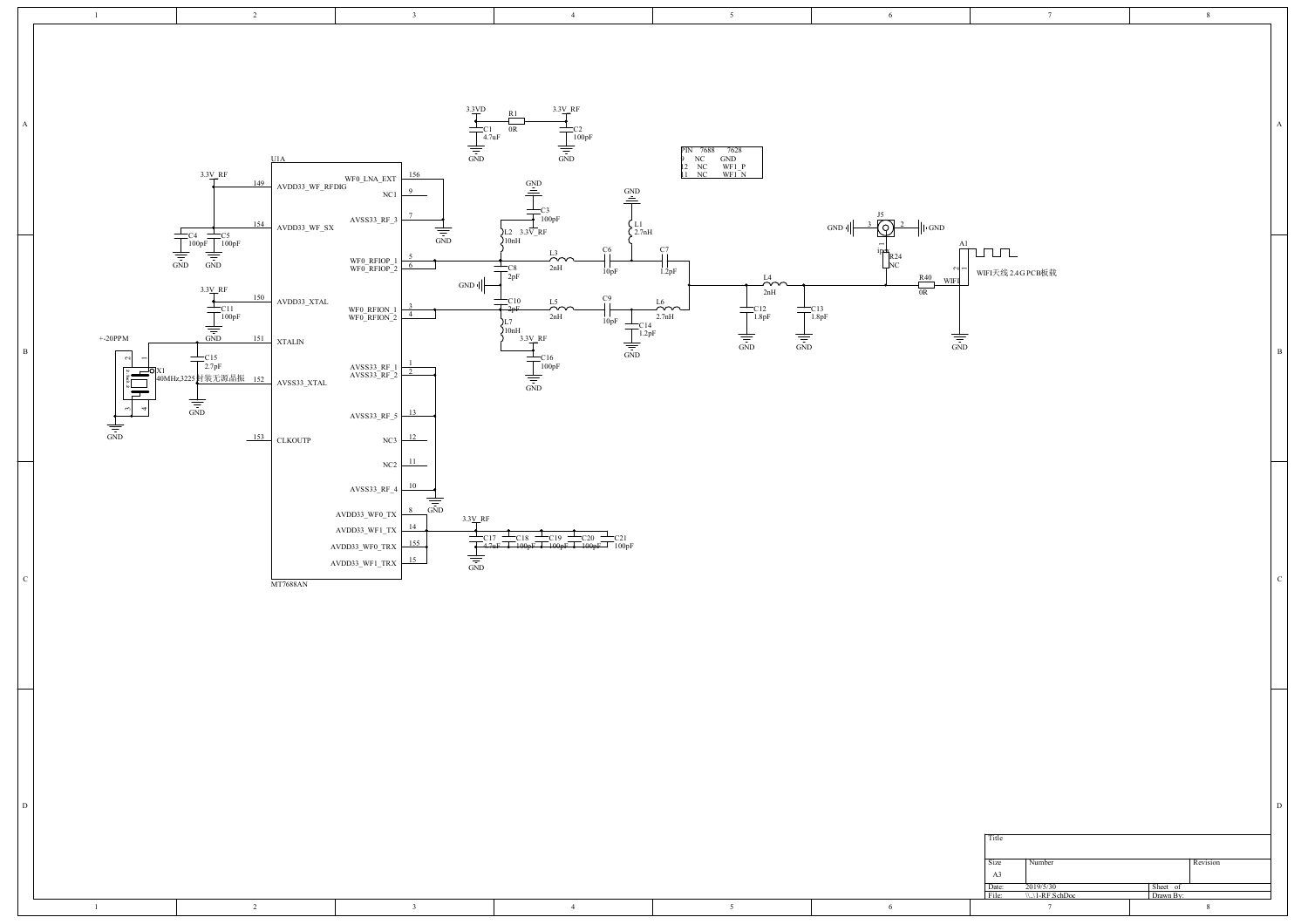| PIN | 7688 | 7628 |
| --- | --- | --- |
| 9 | NC | GND |
| 12 | NC | WF1_P |
| 11 | NC | WF1_N |

3.3VD

R1 0R

3.3V_RF

C1 4.7uF

C2 100pF

GND

U1A

MT7688AN

| Pin | Name |
| --- | --- |
| 149 | AVDD33_WF_RFDIG |
| 154 | AVDD33_WF_SX |
| 150 | AVDD33_XTAL |
| 151 | XTALIN |
| 152 | AVSS33_XTAL |
| 153 | CLKOUTP |
| 156 | WF0_LNA_EXT |
| 9 | NC1 |
| 7 | AVSS33_RF_3 |
| 5 | WF0_RFIOP_1 |
| 6 | WF0_RFIOP_2 |
| 3 | WF0_RFION_1 |
| 4 | WF0_RFION_2 |
| 1 | AVSS33_RF_1 |
| 2 | AVSS33_RF_2 |
| 13 | AVSS33_RF_5 |
| 12 | NC3 |
| 11 | NC2 |
| 10 | AVSS33_RF_4 |
| 8 | AVDD33_WF0_TX |
| 14 | AVDD33_WF1_TX |
| 155 | AVDD33_WF0_TRX |
| 15 | AVDD33_WF1_TRX |

C4 100pF, C5 100pF, C11 100pF, C15 2.7pF

+-20PPM

X1 40MHz,3225封装无源晶振

L2 10nH, C3 100pF, C8 2pF, L3 2nH, C6 10pF, L1 2.7nH, C7 1.2pF

C10 2pF, L5 2nH, C9 10pF, L6 2.7nH, C14 1.2pF, L7 10nH, C16 100pF

L4 2nH, C12 1.8pF, C13 1.8pF

J5, R24 NC, R40 0R, WIFI

A1 WIFI天线 2.4G PCB板载

C17 4.7uF, C18 100pF, C19 100pF, C20 100pF, C21 100pF

| Title | | |
| --- | --- | --- |
| Size A3 | Number | Revision |
| Date: 2019/5/30 | | Sheet of |
| File: \\..\1-RF.SchDoc | | Drawn By: |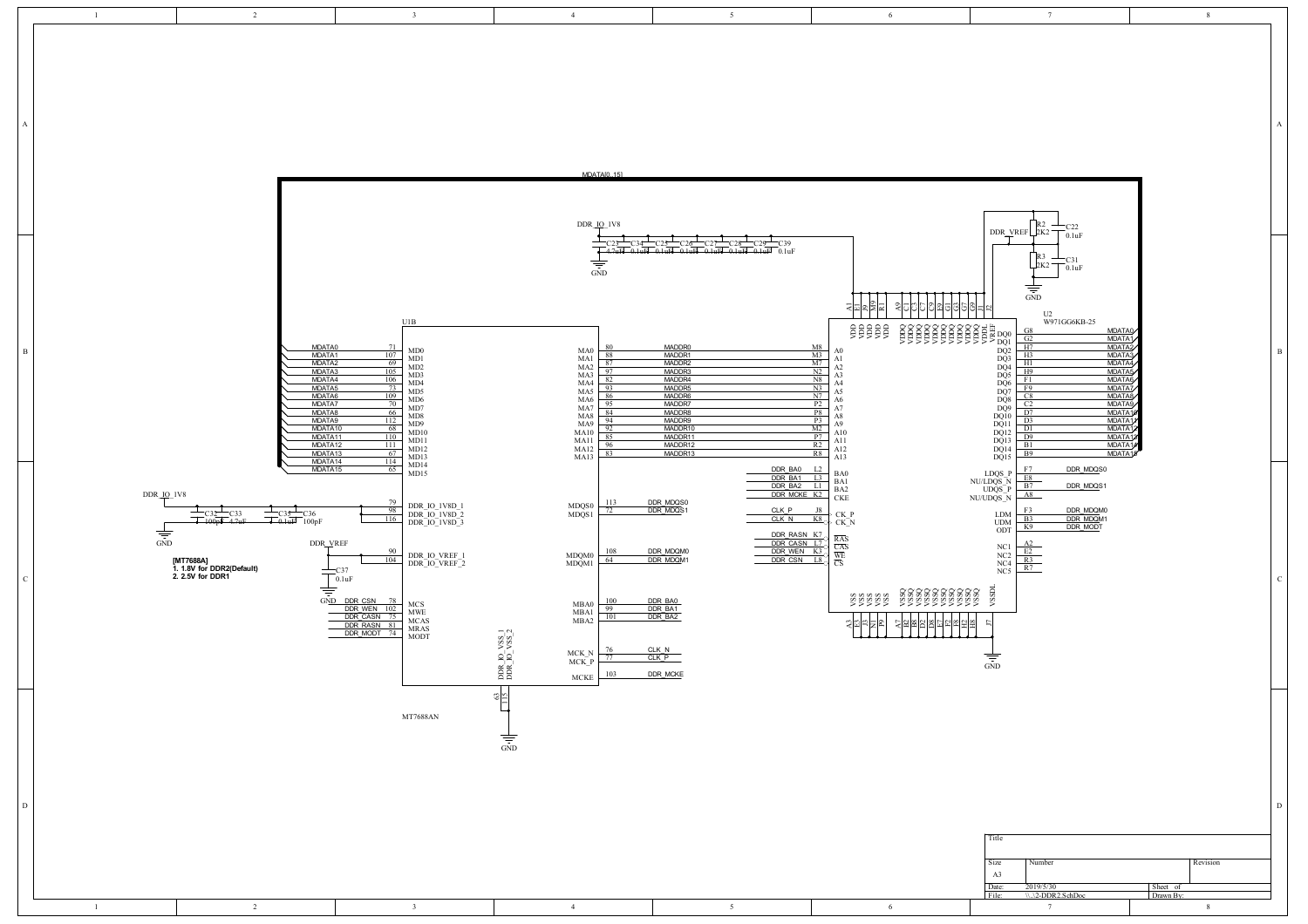MDATA[0..15]

DDR_IO_1V8

| Ref | C23 | C34 | C25 | C26 | C27 | C28 | C29 | C39 |
|---|---|---|---|---|---|---|---|---|
| Value | 4.7uF | 0.1uF | 0.1uF | 0.1uF | 0.1uF | 0.1uF | 0.1uF | 0.1uF |

GND

DDR_VREF

R2 2K2, C22 0.1uF

R3 2K2, C31 0.1uF

GND

U2
W971GG6KB-25

U1B
MT7688AN

| Net | U1B Pin | U1B Name |
|---|---|---|
| MDATA0 | 71 | MD0 |
| MDATA1 | 107 | MD1 |
| MDATA2 | 69 | MD2 |
| MDATA3 | 105 | MD3 |
| MDATA4 | 106 | MD4 |
| MDATA5 | 73 | MD5 |
| MDATA6 | 109 | MD6 |
| MDATA7 | 70 | MD7 |
| MDATA8 | 66 | MD8 |
| MDATA9 | 112 | MD9 |
| MDATA10 | 68 | MD10 |
| MDATA11 | 110 | MD11 |
| MDATA12 | 111 | MD12 |
| MDATA13 | 67 | MD13 |
| MDATA14 | 114 | MD14 |
| MDATA15 | 65 | MD15 |

| U1B Name | U1B Pin | Net | U2 Pin | U2 Name |
|---|---|---|---|---|
| MA0 | 80 | MADDR0 | M8 | A0 |
| MA1 | 88 | MADDR1 | M3 | A1 |
| MA2 | 87 | MADDR2 | M7 | A2 |
| MA3 | 97 | MADDR3 | N2 | A3 |
| MA4 | 82 | MADDR4 | N8 | A4 |
| MA5 | 93 | MADDR5 | N3 | A5 |
| MA6 | 86 | MADDR6 | N7 | A6 |
| MA7 | 95 | MADDR7 | P2 | A7 |
| MA8 | 84 | MADDR8 | P8 | A8 |
| MA9 | 94 | MADDR9 | P3 | A9 |
| MA10 | 92 | MADDR10 | M2 | A10 |
| MA11 | 85 | MADDR11 | P7 | A11 |
| MA12 | 96 | MADDR12 | R2 | A12 |
| MA13 | 83 | MADDR13 | R8 | A13 |

| U1B Name | U1B Pin | Net |
|---|---|---|
| MDQS0 | 113 | DDR_MDQS0 |
| MDQS1 | 72 | DDR_MDQS1 |
| MDQM0 | 108 | DDR_MDQM0 |
| MDQM1 | 64 | DDR_MDQM1 |
| MBA0 | 100 | DDR_BA0 |
| MBA1 | 99 | DDR_BA1 |
| MBA2 | 101 | DDR_BA2 |
| MCK_N | 76 | CLK_N |
| MCK_P | 77 | CLK_P |
| MCKE | 103 | DDR_MCKE |
| MCS | 78 | DDR_CSN |
| MWE | 102 | DDR_WEN |
| MCAS | 75 | DDR_CASN |
| MRAS | 81 | DDR_RASN |
| MODT | 74 | DDR_MODT |
| DDR_IO_1V8D_1 | 79 | DDR_IO_1V8 |
| DDR_IO_1V8D_2 | 98 | DDR_IO_1V8 |
| DDR_IO_1V8D_3 | 116 | DDR_IO_1V8 |
| DDR_IO_VREF_1 | 90 | DDR_VREF |
| DDR_IO_VREF_2 | 104 | DDR_VREF |
| DDR_IO_VSS_1 | 63 | GND |
| DDR_IO_VSS_2 | 115 | GND |

DDR_IO_1V8: C32 100pF, C33 4.7uF, C35 0.1uF, C36 100pF — GND

DDR_VREF: C37 0.1uF — GND

**[MT7688A]**
**1. 1.8V for DDR2(Default)**
**2. 2.5V for DDR1**

| Net | U2 Pin | U2 Name |
|---|---|---|
| DDR_BA0 | L2 | BA0 |
| DDR_BA1 | L3 | BA1 |
| DDR_BA2 | L1 | BA2 |
| DDR_MCKE | K2 | CKE |
| CLK_P | J8 | CK_P |
| CLK_N | K8 | CK_N |
| DDR_RASN | K7 | RAS |
| DDR_CASN | L7 | CAS |
| DDR_WEN | K3 | WE |
| DDR_CSN | L8 | CS |

| U2 Name | U2 Pin | Net |
|---|---|---|
| DQ0 | G8 | MDATA0 |
| DQ1 | G2 | MDATA1 |
| DQ2 | H7 | MDATA2 |
| DQ3 | H3 | MDATA3 |
| DQ4 | H1 | MDATA4 |
| DQ5 | H9 | MDATA5 |
| DQ6 | F1 | MDATA6 |
| DQ7 | F9 | MDATA7 |
| DQ8 | C8 | MDATA8 |
| DQ9 | C2 | MDATA9 |
| DQ10 | D7 | MDATA10 |
| DQ11 | D3 | MDATA11 |
| DQ12 | D1 | MDATA12 |
| DQ13 | D9 | MDATA13 |
| DQ14 | B1 | MDATA14 |
| DQ15 | B9 | MDATA15 |
| LDQS_P | F7 | DDR_MDQS0 |
| NU/LDQS_N | E8 | |
| UDQS_P | B7 | DDR_MDQS1 |
| NU/UDQS_N | A8 | |
| LDM | F3 | DDR_MDQM0 |
| UDM | B3 | DDR_MDQM1 |
| ODT | K9 | DDR_MODT |
| NC1 | A2 | |
| NC2 | E2 | |
| NC4 | R3 | |
| NC5 | R7 | |

U2 power pins: VDD (A1, E1, J9, M9, R1), VDDQ (A9, C1, C3, C7, C9, E9, G1, G3, G7, G9), VDDL (J1), VREF (J2)

U2 ground pins: VSS (A3, E3, J3, N1, P9), VSSQ (A7, B2, B8, D2, D8, E7, F2, F8, H2, H8), VSSDL (J7) — GND

| Title | | |
|---|---|---|
| Size | Number | Revision |
| A3 | | |
| Date: 2019/5/30 | Sheet of | |
| File: \\.\2-DDR2.SchDoc | Drawn By: | |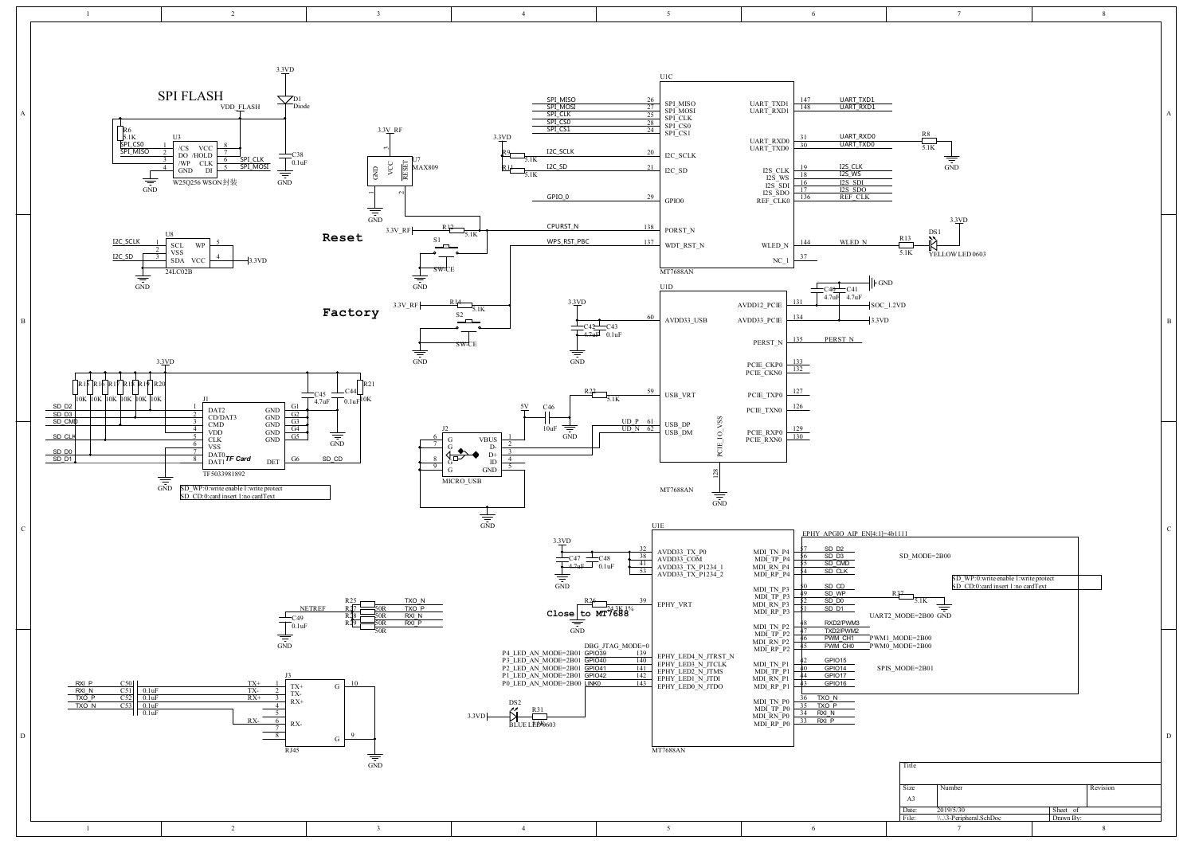## SPI FLASH

VDD_FLASH

3.3VD

D1 Diode

R6 5.1K

U3

| Pin | Name | Name | Pin | Net |
|---|---|---|---|---|
| 1 | /CS | VCC | 8 | |
| 2 | DO | /HOLD | 7 | |
| 3 | /WP | CLK | 6 | SPI_CLK |
| 4 | GND | DI | 5 | SPI_MOSI |

SPI_CS0, SPI_MISO

W25Q256 WSON封装

C38 0.1uF

GND

U8

| Net | Pin | Name | Name | Pin |
|---|---|---|---|---|
| I2C_SCLK | 1 | SCL | WP | 5 |
| | 2 | VSS | | |
| I2C_SD | 3 | SDA | VCC | 4 |

3.3VD

24LC02B

3.3V_RF

U7 MAX809 (GND, VCC, RESET)

**Reset**

3.3V_RF, R12 5.1K, S1 SW-CE, CPURST_N

**Factory**

3.3V_RF, R14 5.1K, S2 SW-CE, WPS_RST_PBC

U1C

| Net | Pin | Name | Name | Pin | Net |
|---|---|---|---|---|---|
| SPI_MISO | 26 | SPI_MISO | UART_TXD1 | 147 | UART_TXD1 |
| SPI_MOSI | 27 | SPI_MOSI | UART_RXD1 | 148 | UART_RXD1 |
| SPI_CLK | 25 | SPI_CLK | | | |
| SPI_CS0 | 28 | SPI_CS0 | UART_RXD0 | 31 | UART_RXD0 |
| SPI_CS1 | 24 | SPI_CS1 | UART_TXD0 | 30 | UART_TXD0 |
| I2C_SCLK | 20 | I2C_SCLK | I2S_CLK | 19 | I2S_CLK |
| I2C_SD | 21 | I2C_SD | I2S_WS | 18 | I2S_WS |
| | | | I2S_SDI | 16 | I2S_SDI |
| | | | I2S_SDO | 17 | I2S_SDO |
| GPIO_0 | 29 | GPIO0 | REF_CLK0 | 136 | REF_CLK |
| CPURST_N | 138 | PORST_N | | | |
| WPS_RST_PBC | 137 | WDT_RST_N | WLED_N | 144 | WLED_N |
| | | | NC_1 | 37 | |

MT7688AN

3.3VD, R9 5.1K, R11 5.1K

R8 5.1K, GND

R13 5.1K, DS1 YELLOW LED 0603, 3.3VD

U1D

| Net | Pin | Name | Name | Pin | Net |
|---|---|---|---|---|---|
| 3.3VD | 60 | AVDD33_USB | AVDD12_PCIE | 131 | SOC_1.2VD |
| | | | AVDD33_PCIE | 134 | 3.3VD |
| | | | PERST_N | 135 | PERST_N |
| | | | PCIE_CKP0 | 133 | |
| | | | PCIE_CKN0 | 132 | |
| | 59 | USB_VRT | PCIE_TXP0 | 127 | |
| | | | PCIE_TXN0 | 126 | |
| UD_P | 61 | USB_DP | PCIE_RXP0 | 129 | |
| UD_N | 62 | USB_DM | PCIE_RXN0 | 130 | |
| | 128 | PCIE_IO_VSS | | | |

MT7688AN

C40 4.7uF, C41 4.7uF, GND

C42 4.7uF, C43 0.1uF

R22 5.1K

5V, C46 10uF

J2 MICRO_USB

| Pin | Name |
|---|---|
| 1 | VBUS |
| 2 | D- |
| 3 | D+ |
| 4 | ID |
| 5 | GND |
| 6, 7, 8, 9 | G |

3.3VD

R15, R16, R18, R17, R19, R20 10K; R21 10K

C45 4.7uF, C44 0.1uF

J1

| Net | Pin | Name | Name | Net |
|---|---|---|---|---|
| SD_D2 | 1 | DAT2 | GND | G1 |
| SD_D3 | 2 | CD/DAT3 | GND | G2 |
| SD_CMD | 3 | CMD | GND | G3 |
| | 4 | VDD | GND | G4 |
| SD_CLK | 5 | CLK | GND | G5 |
| | 6 | VSS | | |
| SD_D0 | 7 | DAT0 | | |
| SD_D1 | 8 | DAT1 | DET | G6 SD_CD |

TF Card

TF5033981892

SD_WP:0:write enable 1:write protect
SD_CD:0:card insert 1:no cardText

U1E

EPHY_APGIO_AIP_EN[4:1]=4b1111

| Net | Pin | Name | Name | Pin | Net |
|---|---|---|---|---|---|
| 3.3VD | 32 | AVDD33_TX_P0 | MDI_TN_P4 | 57 | SD_D2 |
| | 38 | AVDD33_COM | MDI_TP_P4 | 56 | SD_D3 |
| | 41 | AVDD33_TX_P1234_1 | MDI_RN_P4 | 55 | SD_CMD |
| | 53 | AVDD33_TX_P1234_2 | MDI_RP_P4 | 54 | SD_CLK |
| | | | MDI_TN_P3 | 50 | SD_CD |
| | 39 | EPHY_VRT | MDI_TP_P3 | 49 | SD_WP |
| | | | MDI_RN_P3 | 52 | SD_D0 |
| | | | MDI_RP_P3 | 51 | SD_D1 |
| | | | MDI_TN_P2 | 48 | RXD2/PWM3 |
| | | | MDI_TP_P2 | 47 | TXD2/PWM2 |
| | | | MDI_RN_P2 | 46 | PWM_CH1 |
| | | | MDI_RP_P2 | 45 | PWM_CH0 |
| GPIO39 | 139 | EPHY_LED4_N_JTRST_N | MDI_TN_P1 | 42 | GPIO15 |
| GPIO40 | 140 | EPHY_LED3_N_JTCLK | MDI_TP_P1 | 40 | GPIO14 |
| GPIO41 | 141 | EPHY_LED2_N_JTMS | MDI_RN_P1 | 44 | GPIO17 |
| GPIO42 | 142 | EPHY_LED1_N_JTDI | MDI_RP_P1 | 43 | GPIO16 |
| LINK0 | 143 | EPHY_LED0_N_JTDO | MDI_TN_P0 | 36 | TXO_N |
| | | | MDI_TP_P0 | 35 | TXO_P |
| | | | MDI_RN_P0 | 34 | RXI_N |
| | | | MDI_RP_P0 | 33 | RXI_P |

MT7688AN

C47 4.7uF, C48 0.1uF

R26 24.3K 1%

**Close to MT7688**

DBG_JTAG_MODE=0
P4_LED_AN_MODE=2B01
P3_LED_AN_MODE=2B01
P2_LED_AN_MODE=2B01
P1_LED_AN_MODE=2B01
P0_LED_AN_MODE=2B00

3.3VD, DS2 BLUE LED0603, R31

SD_MODE=2B00

SD_WP:0:write enable 1:write protect
SD_CD:0:card insert 1:no cardText

R37 5.1K, GND

UART2_MODE=2B00

PWM1_MODE=2B00
PWM0_MODE=2B00

SPIS_MODE=2B01

NETREF, C49 0.1uF

R25, R27, R28, R29 50R: TXO_N, TXO_P, RXI_N, RXI_P

| Net | Cap | Value |
|---|---|---|
| RXI_P | C50 | 0.1uF |
| RXI_N | C51 | 0.1uF |
| TXO_P | C52 | 0.1uF |
| TXO_N | C53 | 0.1uF |

J3 RJ45

| Net | Pin | Name |
|---|---|---|
| TX+ | 1 | TX+ |
| TX- | 2 | TX- |
| RX+ | 3 | RX+ |
| | 4 | |
| | 5 | |
| RX- | 6 | RX- |
| | 7 | |
| | 8 | |
| | 10 | G |
| | 9 | G |

| Title | | |
|---|---|---|
| Size: A3 | Number | Revision |
| Date: 2019/5/30 | | Sheet of |
| File: \\..\3-Peripheral.SchDoc | | Drawn By: |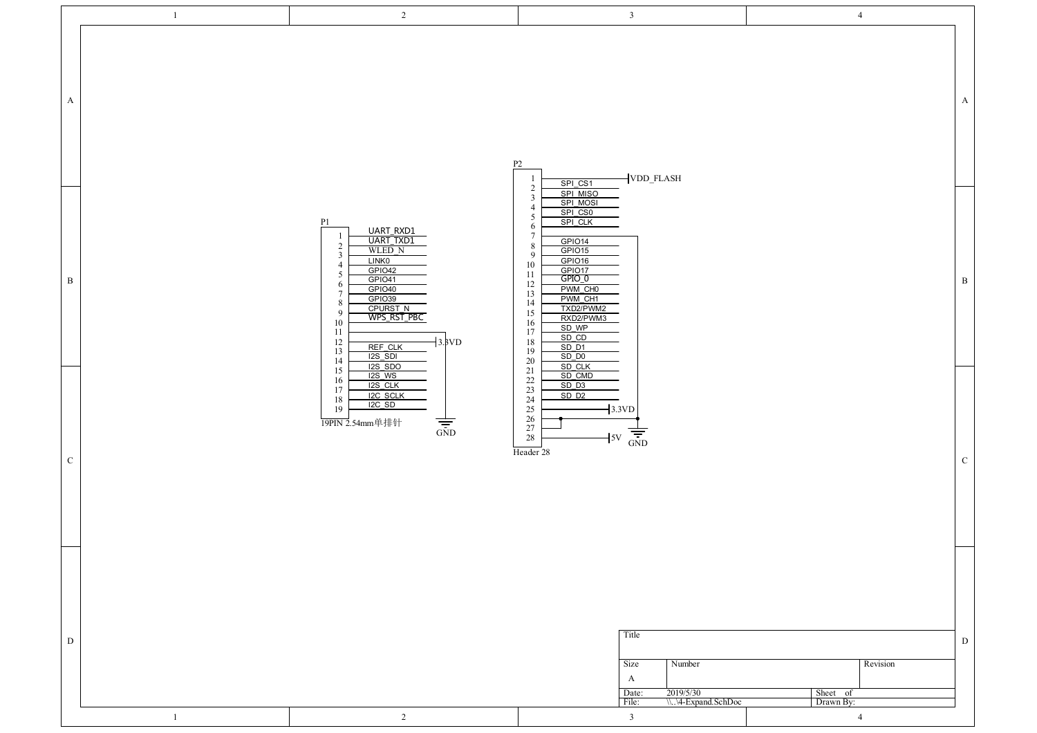**P1** — 19PIN 2.54mm单排针

| Pin | Net |
| --- | --- |
| 1 | UART_RXD1 |
| 2 | UART_TXD1 |
| 3 | WLED_N |
| 4 | LINK0 |
| 5 | GPIO42 |
| 6 | GPIO41 |
| 7 | GPIO40 |
| 8 | GPIO39 |
| 9 | CPURST_N |
| 10 | WPS_RST_PBC |
| 11 | GND |
| 12 | 3.3VD |
| 13 | REF_CLK |
| 14 | I2S_SDI |
| 15 | I2S_SDO |
| 16 | I2S_WS |
| 17 | I2S_CLK |
| 18 | I2C_SCLK |
| 19 | I2C_SD |

**P2** — Header 28

| Pin | Net |
| --- | --- |
| 1 | VDD_FLASH |
| 2 | SPI_CS1 |
| 3 | SPI_MISO |
| 4 | SPI_MOSI |
| 5 | SPI_CS0 |
| 6 | SPI_CLK |
| 7 | GND |
| 8 | GPIO14 |
| 9 | GPIO15 |
| 10 | GPIO16 |
| 11 | GPIO17 |
| 12 | GPIO_0 |
| 13 | PWM_CH0 |
| 14 | PWM_CH1 |
| 15 | TXD2/PWM2 |
| 16 | RXD2/PWM3 |
| 17 | SD_WP |
| 18 | SD_CD |
| 19 | SD_D1 |
| 20 | SD_D0 |
| 21 | SD_CLK |
| 22 | SD_CMD |
| 23 | SD_D3 |
| 24 | SD_D2 |
| 25 | 3.3VD |
| 26 | GND |
| 27 | GND |
| 28 | 5V |

| Title | | |
| --- | --- | --- |
| Size: A | Number | Revision |
| Date: 2019/5/30 | | Sheet of |
| File: \\..\4-Expand.SchDoc | | Drawn By: |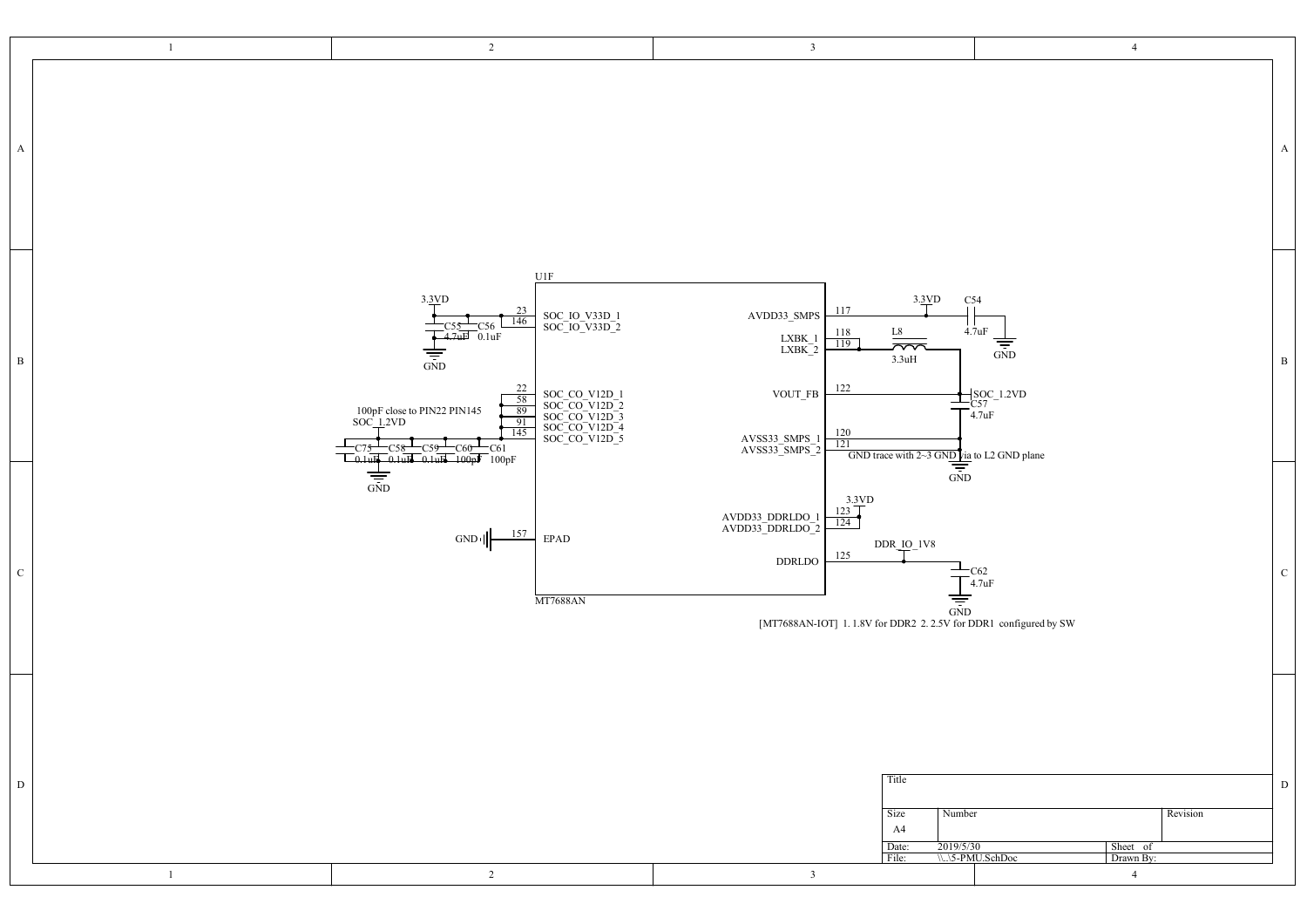U1F

MT7688AN

| Pin | Name |
|---|---|
| 23 | SOC_IO_V33D_1 |
| 146 | SOC_IO_V33D_2 |
| 22 | SOC_CO_V12D_1 |
| 58 | SOC_CO_V12D_2 |
| 89 | SOC_CO_V12D_3 |
| 91 | SOC_CO_V12D_4 |
| 145 | SOC_CO_V12D_5 |
| 157 | EPAD |
| 117 | AVDD33_SMPS |
| 118 | LXBK_1 |
| 119 | LXBK_2 |
| 122 | VOUT_FB |
| 120 | AVSS33_SMPS_1 |
| 121 | AVSS33_SMPS_2 |
| 123 | AVDD33_DDRLDO_1 |
| 124 | AVDD33_DDRLDO_2 |
| 125 | DDRLDO |

3.3VD — C55 4.7uF, C56 0.1uF — GND

100pF close to PIN22 PIN145

SOC_1.2VD — C75 0.1uF, C58 0.1uF, C59 0.1uF, C60 100pF, C61 100pF — GND

GND — EPAD

3.3VD — C54 4.7uF — GND

L8 3.3uH

SOC_1.2VD — C57 4.7uF

GND trace with 2~3 GND via to L2 GND plane

GND

3.3VD

DDR_IO_1V8 — C62 4.7uF — GND

[MT7688AN-IOT] 1. 1.8V for DDR2 2. 2.5V for DDR1 configured by SW

| Title | | | |
|---|---|---|---|
| Size | Number | | Revision |
| A4 | | | |
| Date: | 2019/5/30 | Sheet of | |
| File: | \\..\5-PMU.SchDoc | Drawn By: | |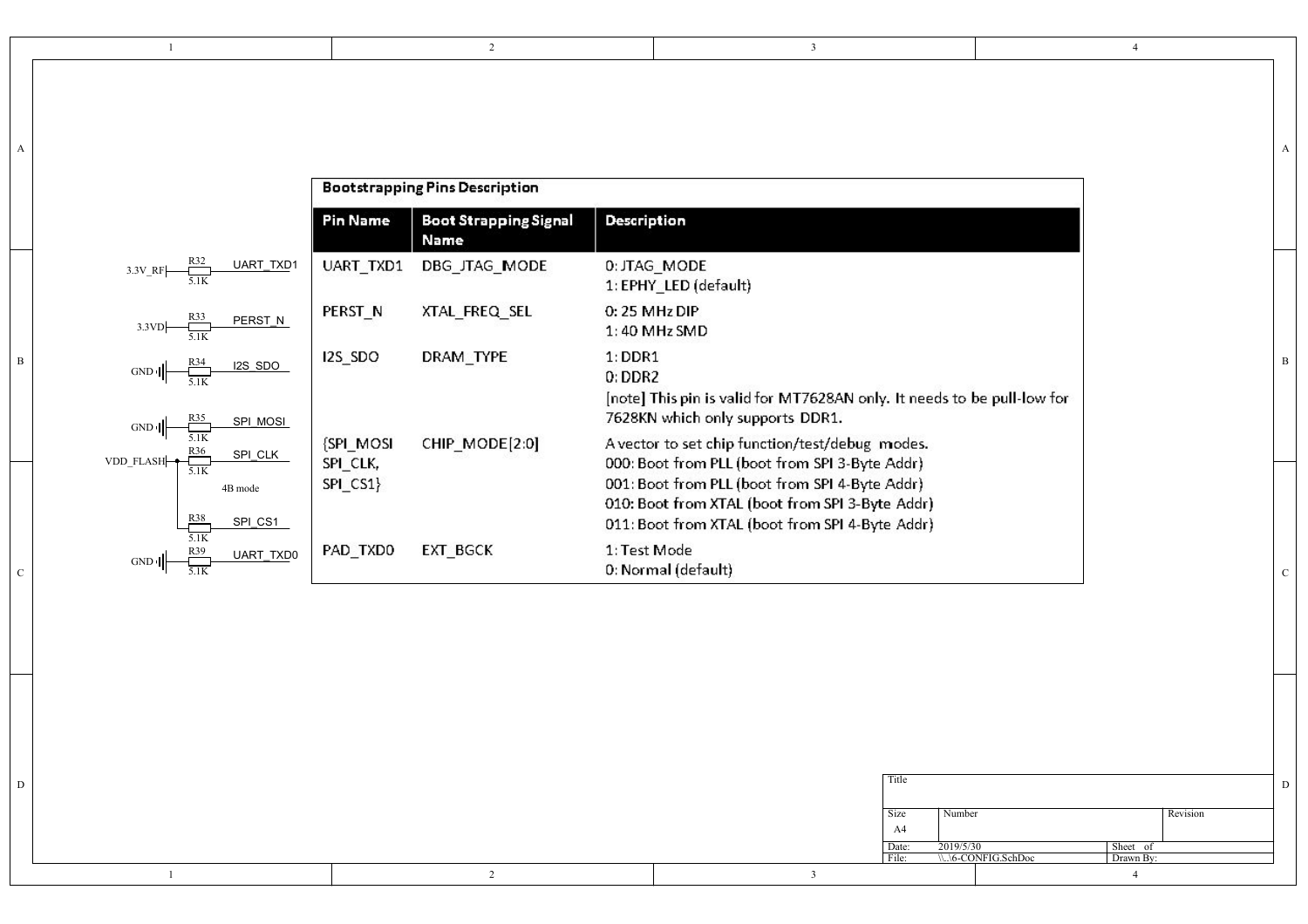R32 5.1K: 3.3V_RF — UART_TXD1

R33 5.1K: 3.3VD — PERST_N

R34 5.1K: GND — I2S_SDO

R35 5.1K: GND — SPI_MOSI

R36 5.1K: VDD_FLASH — SPI_CLK

4B mode

R38 5.1K: VDD_FLASH — SPI_CS1

R39 5.1K: GND — UART_TXD0

**Bootstrapping Pins Description**

| Pin Name | Boot Strapping Signal Name | Description |
| --- | --- | --- |
| UART_TXD1 | DBG_JTAG_MODE | 0: JTAG_MODE<br>1: EPHY_LED (default) |
| PERST_N | XTAL_FREQ_SEL | 0: 25 MHz DIP<br>1: 40 MHz SMD |
| I2S_SDO | DRAM_TYPE | 1: DDR1<br>0: DDR2<br>[note] This pin is valid for MT7628AN only. It needs to be pull-low for 7628KN which only supports DDR1. |
| {SPI_MOSI SPI_CLK, SPI_CS1} | CHIP_MODE[2:0] | A vector to set chip function/test/debug modes.<br>000: Boot from PLL (boot from SPI 3-Byte Addr)<br>001: Boot from PLL (boot from SPI 4-Byte Addr)<br>010: Boot from XTAL (boot from SPI 3-Byte Addr)<br>011: Boot from XTAL (boot from SPI 4-Byte Addr) |
| PAD_TXD0 | EXT_BGCK | 1: Test Mode<br>0: Normal (default) |

| Title | | | |
| --- | --- | --- | --- |
| Size | Number | | Revision |
| A4 | | | |
| Date: | 2019/5/30 | Sheet of | |
| File: | \\..\6-CONFIG.SchDoc | Drawn By: | |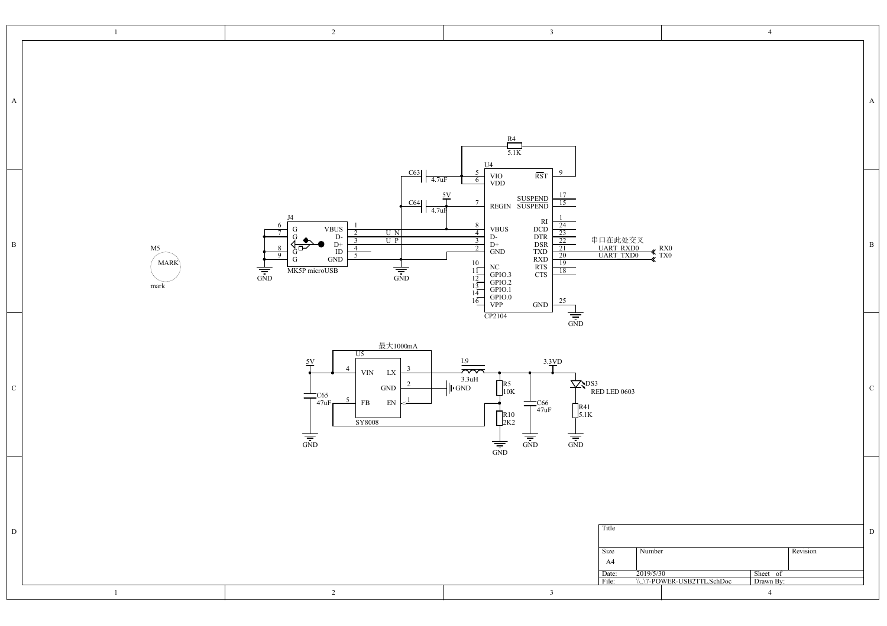M5

MARK

mark

J4

| Pin | Name |
| --- | --- |
| 6 | G |
| 7 | G |
| 8 | G |
| 9 | G |
| 1 | VBUS |
| 2 | D- |
| 3 | D+ |
| 4 | ID |
| 5 | GND |

MK5P microUSB

GND

U N

U P

C63 4.7uF

C64 4.7uF

5V

GND

R4 5.1K

U4

| Pin | Name | Name | Pin |
| --- | --- | --- | --- |
| 5 | VIO | RST | 9 |
| 6 | VDD | | |
| | | SUSPEND | 17 |
| 7 | REGIN | SUSPEND | 15 |
| | | RI | 1 |
| 8 | VBUS | DCD | 24 |
| 4 | D- | DTR | 23 |
| 3 | D+ | DSR | 22 |
| 2 | GND | TXD | 21 |
| | | RXD | 20 |
| 10 | NC | RTS | 19 |
| 11 | GPIO.3 | CTS | 18 |
| 12 | GPIO.2 | | |
| 13 | GPIO.1 | | |
| 14 | GPIO.0 | | |
| 16 | VPP | GND | 25 |

CP2104

串口在此处交叉

UART_RXD0 — RX0

UART_TXD0 — TX0

GND

最大1000mA

U5

| Pin | Name | Name | Pin |
| --- | --- | --- | --- |
| 4 | VIN | LX | 3 |
| | | GND | 2 |
| 5 | FB | EN | 1 |

SY8008

5V

C65 47uF

GND

L9 3.3uH

GND

R5 10K

R10 2K2

GND

3.3VD

C66 47uF

GND

DS3 RED LED 0603

R41 5.1K

GND

| Title | | |
| --- | --- | --- |
| Size A4 | Number | Revision |
| Date: | 2019/5/30 | Sheet of |
| File: | \\..\7-POWER-USB2TTL.SchDoc | Drawn By: |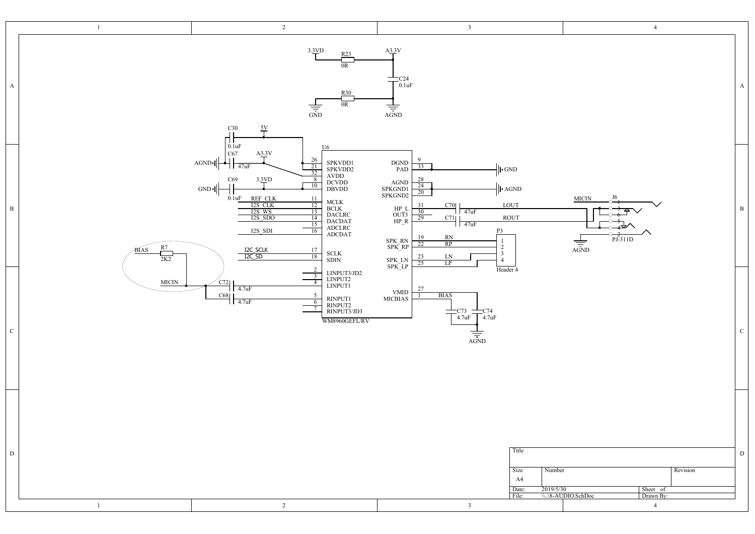3.3VD
R23
0R
A3.3V
C24
0.1uF
R30
0R
GND
AGND

C30
0.1uF
5V
C67
47uF
A3.3V
AGND
C69
0.1uF
3.3VD
GND

U6
WM8960GEFL/RV

| Pin | Name | Net |
|---|---|---|
| 26 | SPKVDD1 | 5V |
| 21 | SPKVDD2 | 5V |
| 32 | AVDD | A3.3V |
| 8 | DCVDD | 3.3VD |
| 10 | DBVDD | 3.3VD |
| 11 | MCLK | REF_CLK |
| 12 | BCLK | I2S_CLK |
| 13 | DACLRC | I2S_WS |
| 14 | DACDAT | I2S_SDO |
| 15 | ADCLRC | |
| 16 | ADCDAT | I2S_SDI |
| 17 | SCLK | I2C_SCLK |
| 18 | SDIN | I2C_SD |
| 2 | LINPUT3/JD2 | |
| 3 | LINPUT2 | |
| 4 | LINPUT1 | C72 4.7uF |
| 5 | RINPUT1 | C68 4.7uF |
| 6 | RINPUT2 | |
| 7 | RINPUT3/JD3 | |
| 9 | DGND | GND |
| 33 | PAD | GND |
| 28 | AGND | AGND |
| 24 | SPKGND1 | AGND |
| 20 | SPKGND2 | AGND |
| 31 | HP_L | C70 47uF → LOUT |
| 30 | OUT3 | |
| 29 | HP_R | C71 47uF → ROUT |
| 19 | SPK_RN | RN |
| 22 | SPK_RP | RP |
| 23 | SPK_LN | LN |
| 25 | SPK_LP | LP |
| 27 | VMID | C74 4.7uF → AGND |
| 1 | MICBIAS | BIAS, C73 4.7uF → AGND |

BIAS
R7
2K2
MICIN
C72
4.7uF
C68
4.7uF

P3
Header 4
1 RN
2 RP
3 LN
4 LP

J6
PJ-311D
MICIN
LOUT
ROUT
AGND
1 3 6 5 4 2

C73
4.7uF
C74
4.7uF
AGND

| Title | | |
|---|---|---|
| Size: A4 | Number | Revision |
| Date: 2019/5/30 | | Sheet of |
| File: \\..\8-AUDIO.SchDoc | | Drawn By: |